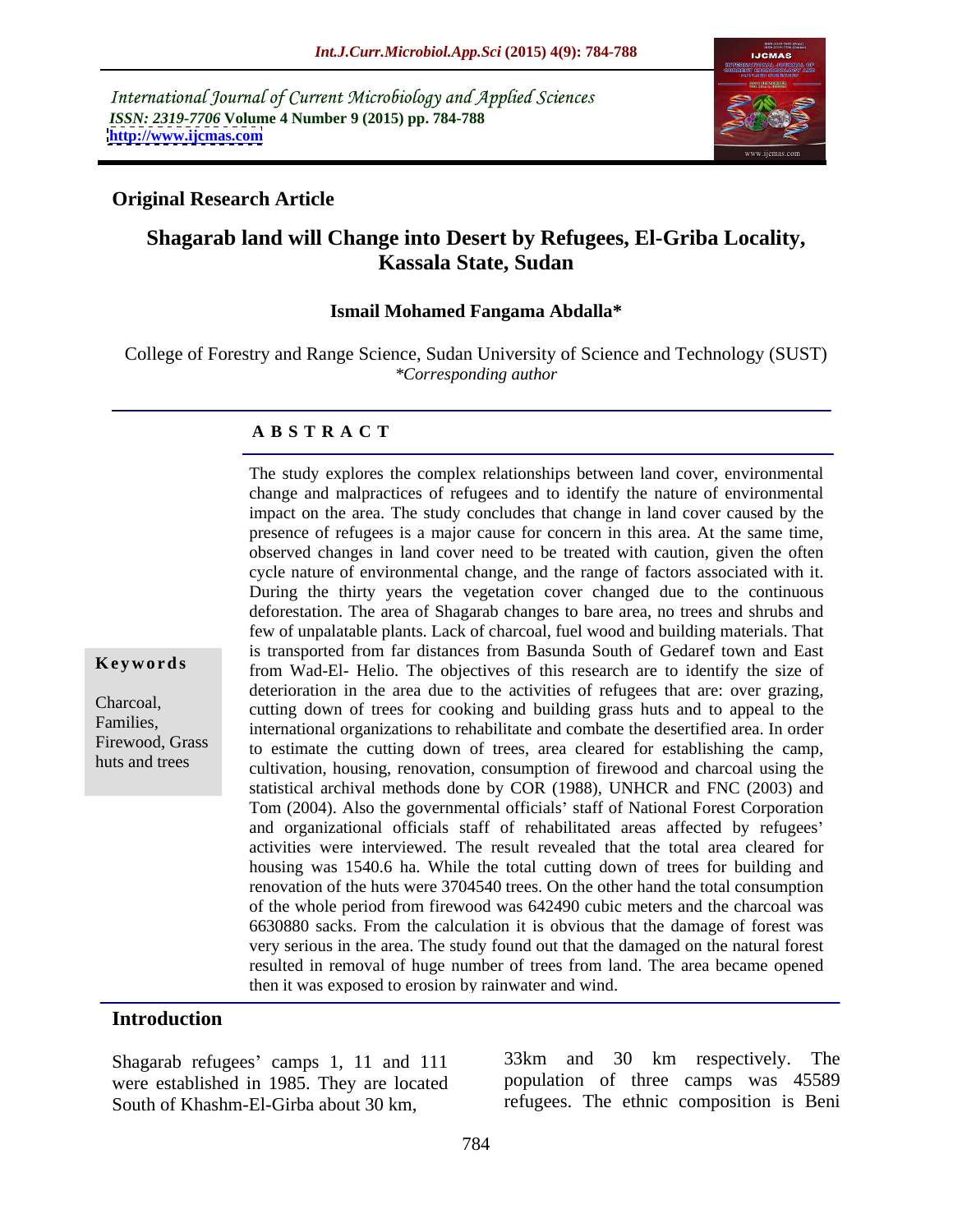*International Journal of Current Microbiology and Applied Sciences*
*ISSN: 2319-7706* **Volume 4 Number 9 (2015) pp. 784-788**
**http://www.ijcmas.com**

**Original Research Article**

# Shagarab land will Change into Desert by Refugees, El-Griba Locality, Kassala State, Sudan

**Ismail Mohamed Fangama Abdalla***

College of Forestry and Range Science, Sudan University of Science and Technology (SUST)
*\*Corresponding author*

## A B S T R A C T

**Keywords**

Charcoal, Families, Firewood, Grass huts and trees

The study explores the complex relationships between land cover, environmental change and malpractices of refugees and to identify the nature of environmental impact on the area. The study concludes that change in land cover caused by the presence of refugees is a major cause for concern in this area. At the same time, observed changes in land cover need to be treated with caution, given the often cycle nature of environmental change, and the range of factors associated with it. During the thirty years the vegetation cover changed due to the continuous deforestation. The area of Shagarab changes to bare area, no trees and shrubs and few of unpalatable plants. Lack of charcoal, fuel wood and building materials. That is transported from far distances from Basunda South of Gedaref town and East from Wad-El- Helio. The objectives of this research are to identify the size of deterioration in the area due to the activities of refugees that are: over grazing, cutting down of trees for cooking and building grass huts and to appeal to the international organizations to rehabilitate and combate the desertified area. In order to estimate the cutting down of trees, area cleared for establishing the camp, cultivation, housing, renovation, consumption of firewood and charcoal using the statistical archival methods done by COR (1988), UNHCR and FNC (2003) and Tom (2004). Also the governmental officials' staff of National Forest Corporation and organizational officials staff of rehabilitated areas affected by refugees' activities were interviewed. The result revealed that the total area cleared for housing was 1540.6 ha. While the total cutting down of trees for building and renovation of the huts were 3704540 trees. On the other hand the total consumption of the whole period from firewood was 642490 cubic meters and the charcoal was 6630880 sacks. From the calculation it is obvious that the damage of forest was very serious in the area. The study found out that the damaged on the natural forest resulted in removal of huge number of trees from land. The area became opened then it was exposed to erosion by rainwater and wind.

## Introduction

Shagarab refugees' camps 1, 11 and 111 were established in 1985. They are located South of Khashm-El-Girba about 30 km, 33km and 30 km respectively. The population of three camps was 45589 refugees. The ethnic composition is Beni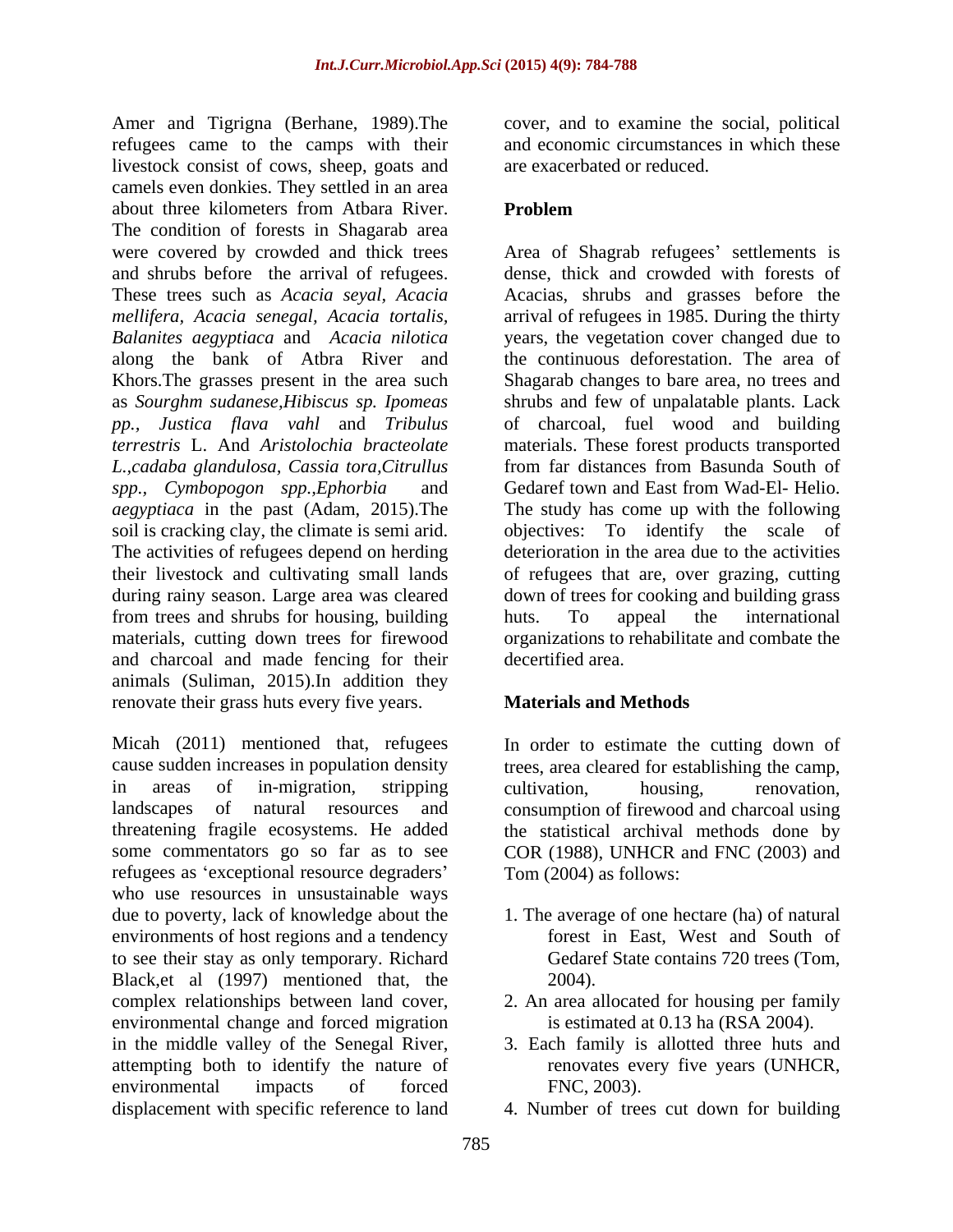Amer and Tigrigna (Berhane, 1989).The refugees came to the camps with their livestock consist of cows, sheep, goats and camels even donkies. They settled in an area about three kilometers from Atbara River. The condition of forests in Shagarab area were covered by crowded and thick trees and shrubs before the arrival of refugees. These trees such as *Acacia seyal, Acacia mellifera, Acacia senegal, Acacia tortalis, Balanites aegyptiaca* and *Acacia nilotica* along the bank of Atbra River and Khors.The grasses present in the area such as *Sourghm sudanese,Hibiscus sp. Ipomeas pp., Justica flava vahl* and *Tribulus terrestris* L. And *Aristolochia bracteolate L.,cadaba glandulosa, Cassia tora,Citrullus spp., Cymbopogon spp.,Ephorbia* and *aegyptiaca* in the past (Adam, 2015).The soil is cracking clay, the climate is semi arid. The activities of refugees depend on herding their livestock and cultivating small lands during rainy season. Large area was cleared from trees and shrubs for housing, building materials, cutting down trees for firewood and charcoal and made fencing for their animals (Suliman, 2015).In addition they renovate their grass huts every five years.

Micah (2011) mentioned that, refugees cause sudden increases in population density in areas of in-migration, stripping landscapes of natural resources and threatening fragile ecosystems. He added some commentators go so far as to see refugees as 'exceptional resource degraders' who use resources in unsustainable ways due to poverty, lack of knowledge about the environments of host regions and a tendency to see their stay as only temporary. Richard Black,et al (1997) mentioned that, the complex relationships between land cover, environmental change and forced migration in the middle valley of the Senegal River, attempting both to identify the nature of environmental impacts of forced displacement with specific reference to land cover, and to examine the social, political and economic circumstances in which these are exacerbated or reduced.

## Problem

Area of Shagrab refugees' settlements is dense, thick and crowded with forests of Acacias, shrubs and grasses before the arrival of refugees in 1985. During the thirty years, the vegetation cover changed due to the continuous deforestation. The area of Shagarab changes to bare area, no trees and shrubs and few of unpalatable plants. Lack of charcoal, fuel wood and building materials. These forest products transported from far distances from Basunda South of Gedaref town and East from Wad-El- Helio. The study has come up with the following objectives: To identify the scale of deterioration in the area due to the activities of refugees that are, over grazing, cutting down of trees for cooking and building grass huts. To appeal the international organizations to rehabilitate and combate the decertified area.

## Materials and Methods

In order to estimate the cutting down of trees, area cleared for establishing the camp, cultivation, housing, renovation, consumption of firewood and charcoal using the statistical archival methods done by COR (1988), UNHCR and FNC (2003) and Tom (2004) as follows:

1. The average of one hectare (ha) of natural forest in East, West and South of Gedaref State contains 720 trees (Tom, 2004).
2. An area allocated for housing per family is estimated at 0.13 ha (RSA 2004).
3. Each family is allotted three huts and renovates every five years (UNHCR, FNC, 2003).
4. Number of trees cut down for building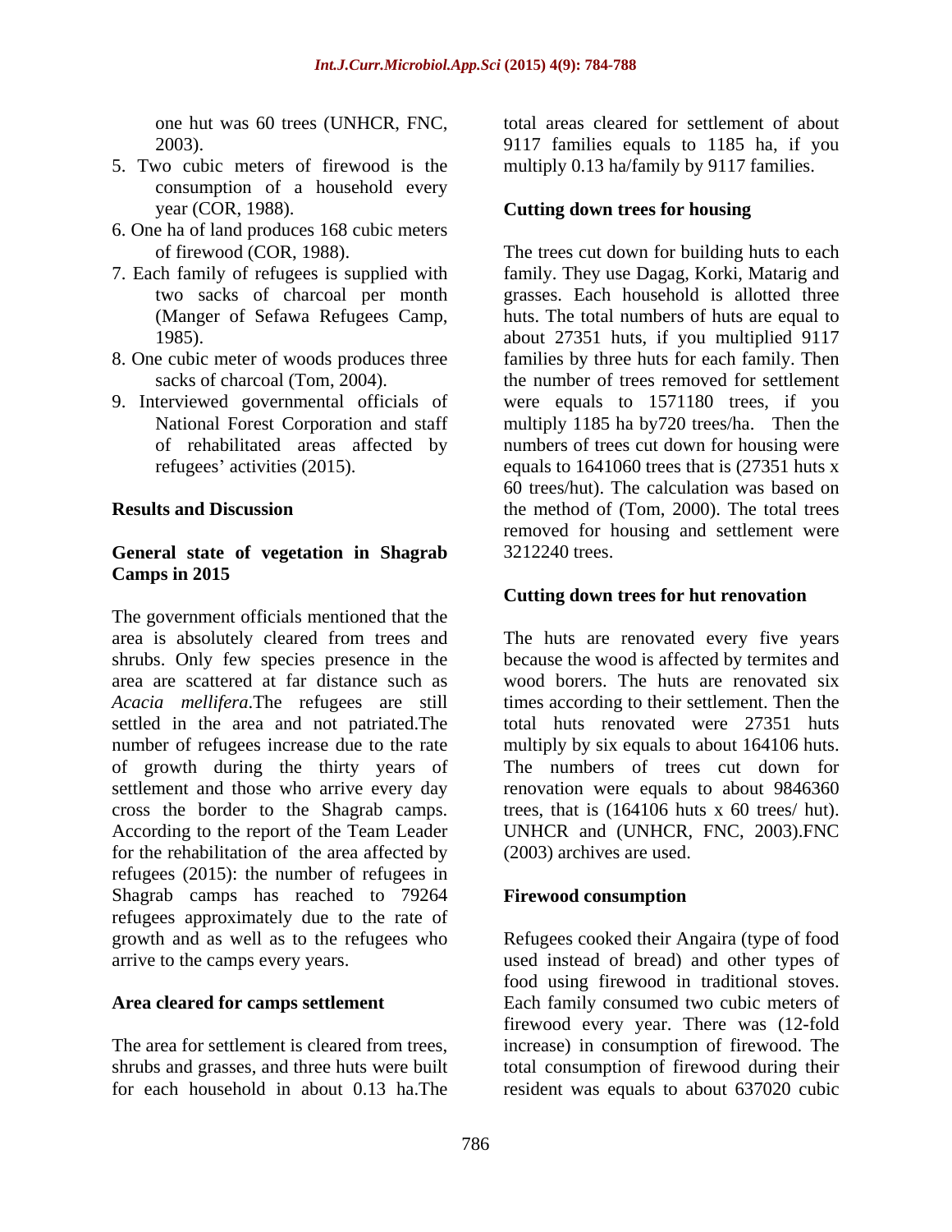one hut was 60 trees (UNHCR, FNC, 2003).

5. Two cubic meters of firewood is the consumption of a household every year (COR, 1988).
6. One ha of land produces 168 cubic meters of firewood (COR, 1988).
7. Each family of refugees is supplied with two sacks of charcoal per month (Manger of Sefawa Refugees Camp, 1985).
8. One cubic meter of woods produces three sacks of charcoal (Tom, 2004).
9. Interviewed governmental officials of National Forest Corporation and staff of rehabilitated areas affected by refugees' activities (2015).

## Results and Discussion

### General state of vegetation in Shagrab Camps in 2015

The government officials mentioned that the area is absolutely cleared from trees and shrubs. Only few species presence in the area are scattered at far distance such as *Acacia mellifera*.The refugees are still settled in the area and not patriated.The number of refugees increase due to the rate of growth during the thirty years of settlement and those who arrive every day cross the border to the Shagrab camps. According to the report of the Team Leader for the rehabilitation of the area affected by refugees (2015): the number of refugees in Shagrab camps has reached to 79264 refugees approximately due to the rate of growth and as well as to the refugees who arrive to the camps every years.

### Area cleared for camps settlement

The area for settlement is cleared from trees, shrubs and grasses, and three huts were built for each household in about 0.13 ha.The total areas cleared for settlement of about 9117 families equals to 1185 ha, if you multiply 0.13 ha/family by 9117 families.

### Cutting down trees for housing

The trees cut down for building huts to each family. They use Dagag, Korki, Matarig and grasses. Each household is allotted three huts. The total numbers of huts are equal to about 27351 huts, if you multiplied 9117 families by three huts for each family. Then the number of trees removed for settlement were equals to 1571180 trees, if you multiply 1185 ha by720 trees/ha. Then the numbers of trees cut down for housing were equals to 1641060 trees that is (27351 huts x 60 trees/hut). The calculation was based on the method of (Tom, 2000). The total trees removed for housing and settlement were 3212240 trees.

### Cutting down trees for hut renovation

The huts are renovated every five years because the wood is affected by termites and wood borers. The huts are renovated six times according to their settlement. Then the total huts renovated were 27351 huts multiply by six equals to about 164106 huts. The numbers of trees cut down for renovation were equals to about 9846360 trees, that is (164106 huts x 60 trees/ hut). UNHCR and (UNHCR, FNC, 2003).FNC (2003) archives are used.

### Firewood consumption

Refugees cooked their Angaira (type of food used instead of bread) and other types of food using firewood in traditional stoves. Each family consumed two cubic meters of firewood every year. There was (12-fold increase) in consumption of firewood. The total consumption of firewood during their resident was equals to about 637020 cubic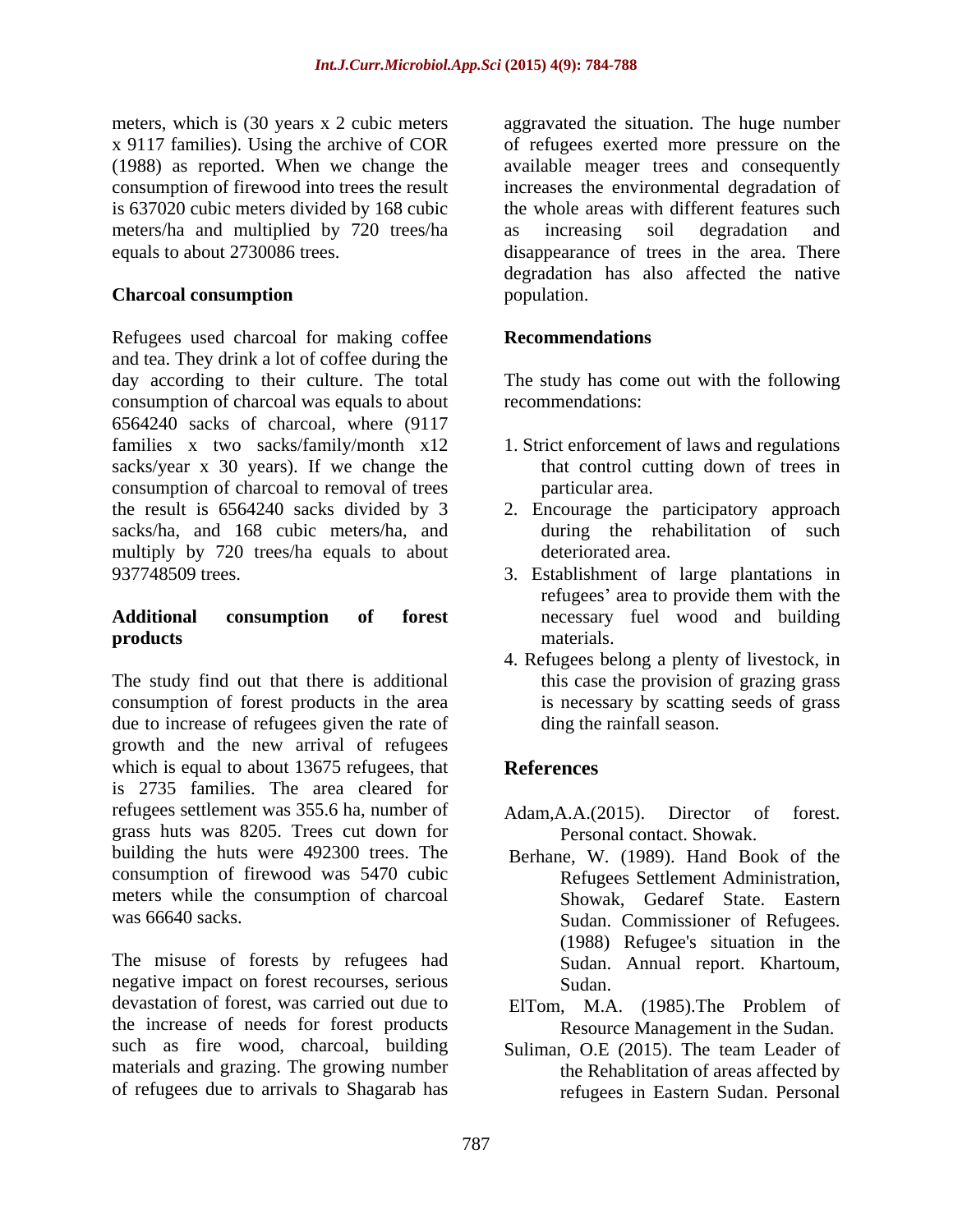meters, which is (30 years x 2 cubic meters x 9117 families). Using the archive of COR (1988) as reported. When we change the consumption of firewood into trees the result is 637020 cubic meters divided by 168 cubic meters/ha and multiplied by 720 trees/ha equals to about 2730086 trees.

## Charcoal consumption

Refugees used charcoal for making coffee and tea. They drink a lot of coffee during the day according to their culture. The total consumption of charcoal was equals to about 6564240 sacks of charcoal, where (9117 families x two sacks/family/month x12 sacks/year x 30 years). If we change the consumption of charcoal to removal of trees the result is 6564240 sacks divided by 3 sacks/ha, and 168 cubic meters/ha, and multiply by 720 trees/ha equals to about 937748509 trees.

## Additional consumption of forest products

The study find out that there is additional consumption of forest products in the area due to increase of refugees given the rate of growth and the new arrival of refugees which is equal to about 13675 refugees, that is 2735 families. The area cleared for refugees settlement was 355.6 ha, number of grass huts was 8205. Trees cut down for building the huts were 492300 trees. The consumption of firewood was 5470 cubic meters while the consumption of charcoal was 66640 sacks.

The misuse of forests by refugees had negative impact on forest recourses, serious devastation of forest, was carried out due to the increase of needs for forest products such as fire wood, charcoal, building materials and grazing. The growing number of refugees due to arrivals to Shagarab has aggravated the situation. The huge number of refugees exerted more pressure on the available meager trees and consequently increases the environmental degradation of the whole areas with different features such as increasing soil degradation and disappearance of trees in the area. There degradation has also affected the native population.

## Recommendations

The study has come out with the following recommendations:

1. Strict enforcement of laws and regulations that control cutting down of trees in particular area.
2. Encourage the participatory approach during the rehabilitation of such deteriorated area.
3. Establishment of large plantations in refugees' area to provide them with the necessary fuel wood and building materials.
4. Refugees belong a plenty of livestock, in this case the provision of grazing grass is necessary by scatting seeds of grass ding the rainfall season.

## References

Adam,A.A.(2015). Director of forest. Personal contact. Showak.

Berhane, W. (1989). Hand Book of the Refugees Settlement Administration, Showak, Gedaref State. Eastern Sudan. Commissioner of Refugees. (1988) Refugee's situation in the Sudan. Annual report. Khartoum, Sudan.

ElTom, M.A. (1985).The Problem of Resource Management in the Sudan.

Suliman, O.E (2015). The team Leader of the Rehablitation of areas affected by refugees in Eastern Sudan. Personal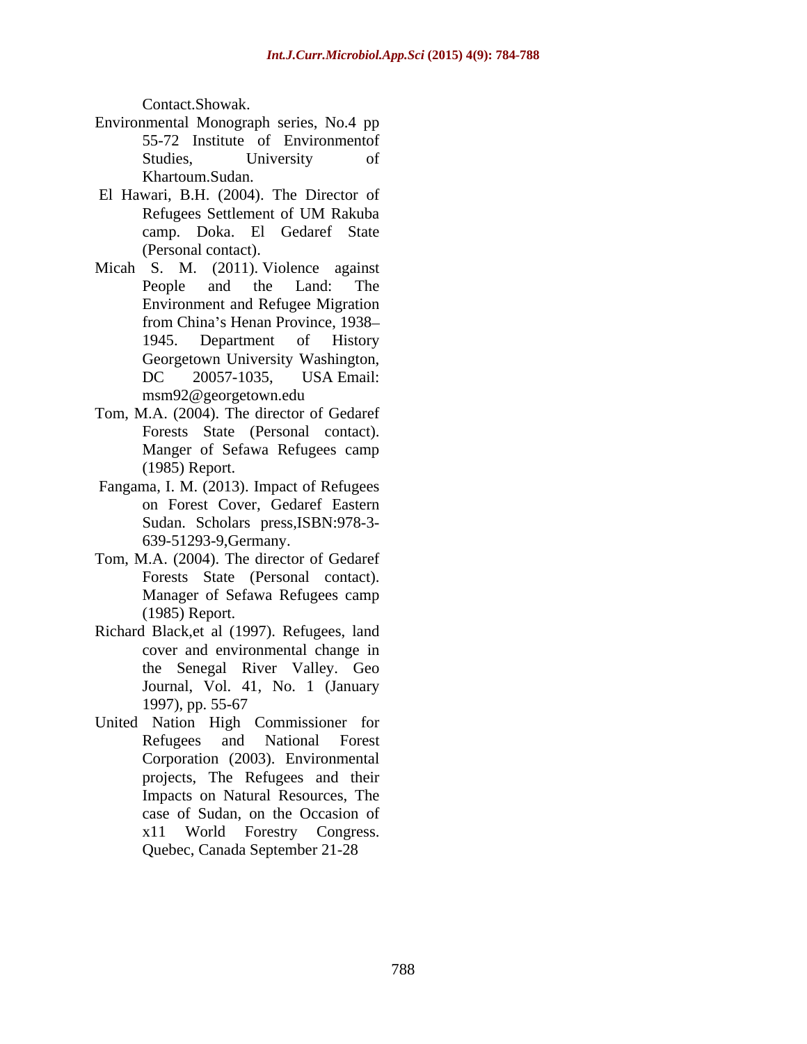Contact.Showak.

Environmental Monograph series, No.4 pp 55-72 Institute of Environmentof Studies, University of Khartoum.Sudan.

El Hawari, B.H. (2004). The Director of Refugees Settlement of UM Rakuba camp. Doka. El Gedaref State (Personal contact).

Micah S. M. (2011). Violence against People and the Land: The Environment and Refugee Migration from China's Henan Province, 1938–1945. Department of History Georgetown University Washington, DC 20057-1035, USA Email: msm92@georgetown.edu

Tom, M.A. (2004). The director of Gedaref Forests State (Personal contact). Manger of Sefawa Refugees camp (1985) Report.

Fangama, I. M. (2013). Impact of Refugees on Forest Cover, Gedaref Eastern Sudan. Scholars press,ISBN:978-3-639-51293-9,Germany.

Tom, M.A. (2004). The director of Gedaref Forests State (Personal contact). Manager of Sefawa Refugees camp (1985) Report.

Richard Black,et al (1997). Refugees, land cover and environmental change in the Senegal River Valley. Geo Journal, Vol. 41, No. 1 (January 1997), pp. 55-67

United Nation High Commissioner for Refugees and National Forest Corporation (2003). Environmental projects, The Refugees and their Impacts on Natural Resources, The case of Sudan, on the Occasion of x11 World Forestry Congress. Quebec, Canada September 21-28